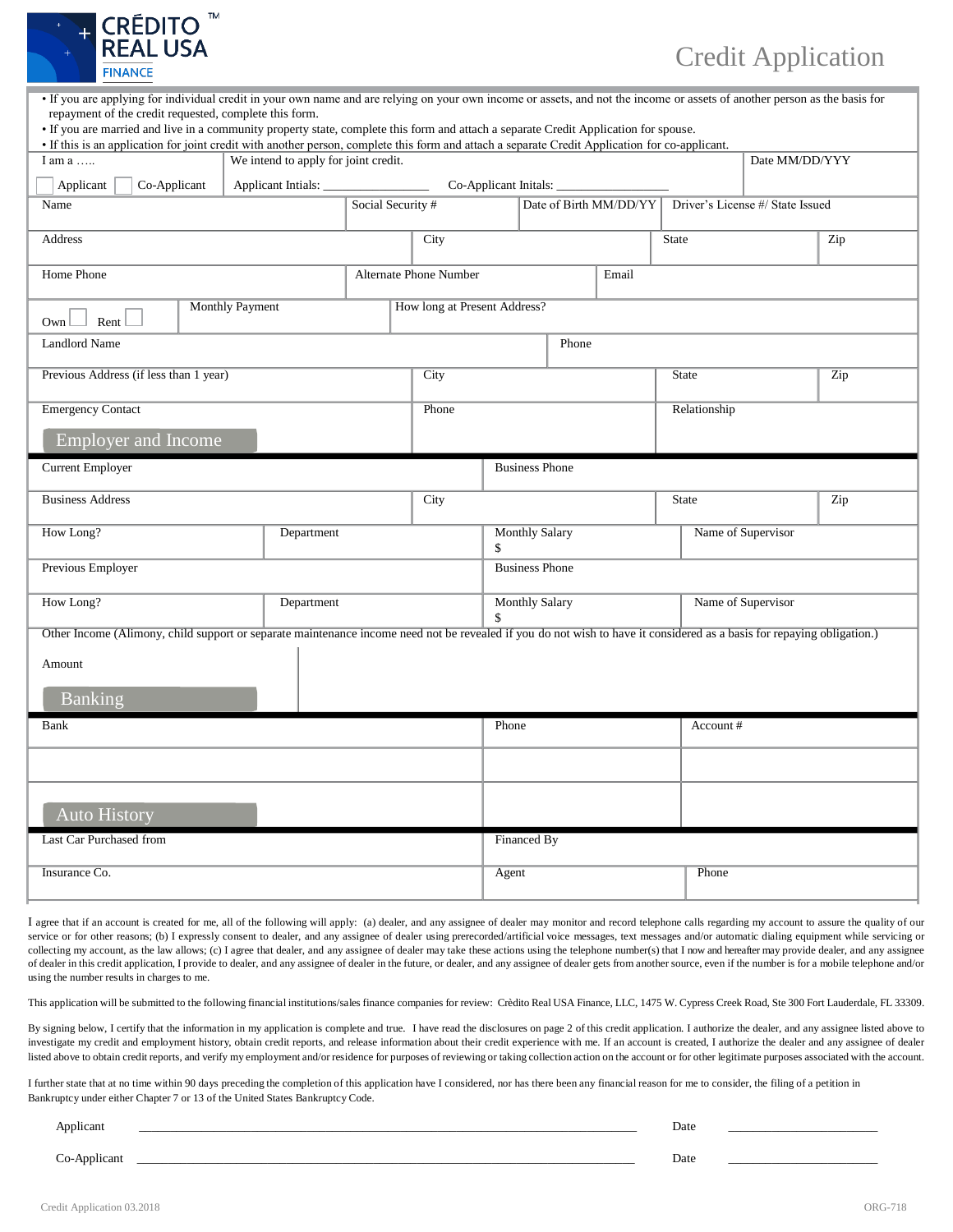CRÉDITO REAL USA FINANCE™

# Credit Application

- If you are applying for individual credit in your own name and are relying on your own income or assets, and not the income or assets of another person as the basis for repayment of the credit requested, complete this form.
- If you are married and live in a community property state, complete this form and attach a separate Credit Application for spouse.
- If this is an application for joint credit with another person, complete this form and attach a separate Credit Application for co-applicant.

| I am a ….. ☐ Applicant ☐ Co-Applicant | We intend to apply for joint credit. Applicant Initials: ________________ Co-Applicant Initals: ________________ | Date MM/DD/YYY |
|---|---|---|

| Name | Social Security # | Date of Birth MM/DD/YY | Driver's License #/ State Issued |
|---|---|---|---|
| | | | |

| Address | City | State | Zip |
|---|---|---|---|
| | | | |

| Home Phone | Alternate Phone Number | Email |
|---|---|---|
| | | |

| Own ☐ Rent ☐ | Monthly Payment | How long at Present Address? |
|---|---|---|
| | | |

| Landlord Name | Phone |
|---|---|
| | |

| Previous Address (if less than 1 year) | City | State | Zip |
|---|---|---|---|
| | | | |

| Emergency Contact | Phone | Relationship |
|---|---|---|
| | | |

## Employer and Income

| Current Employer | Business Phone |
|---|---|
| | |

| Business Address | City | State | Zip |
|---|---|---|---|
| | | | |

| How Long? | Department | Monthly Salary $ | Name of Supervisor |
|---|---|---|---|
| | | | |

| Previous Employer | Business Phone |
|---|---|
| | |

| How Long? | Department | Monthly Salary $ | Name of Supervisor |
|---|---|---|---|
| | | | |

Other Income (Alimony, child support or separate maintenance income need not be revealed if you do not wish to have it considered as a basis for repaying obligation.)

| Amount | |
|---|---|
| | |

## Banking

| Bank | Phone | Account # |
|---|---|---|
| | | |
| | | |
| | | |

## Auto History

| Last Car Purchased from | Financed By |
|---|---|
| | |

| Insurance Co. | Agent | Phone |
|---|---|---|
| | | |

I agree that if an account is created for me, all of the following will apply: (a) dealer, and any assignee of dealer may monitor and record telephone calls regarding my account to assure the quality of our service or for other reasons; (b) I expressly consent to dealer, and any assignee of dealer using prerecorded/artificial voice messages, text messages and/or automatic dialing equipment while servicing or collecting my account, as the law allows; (c) I agree that dealer, and any assignee of dealer may take these actions using the telephone number(s) that I now and hereafter may provide dealer, and any assignee of dealer in this credit application, I provide to dealer, and any assignee of dealer in the future, or dealer, and any assignee of dealer gets from another source, even if the number is for a mobile telephone and/or using the number results in charges to me.

This application will be submitted to the following financial institutions/sales finance companies for review: Crèdito Real USA Finance, LLC, 1475 W. Cypress Creek Road, Ste 300 Fort Lauderdale, FL 33309.

By signing below, I certify that the information in my application is complete and true. I have read the disclosures on page 2 of this credit application. I authorize the dealer, and any assignee listed above to investigate my credit and employment history, obtain credit reports, and release information about their credit experience with me. If an account is created, I authorize the dealer and any assignee of dealer listed above to obtain credit reports, and verify my employment and/or residence for purposes of reviewing or taking collection action on the account or for other legitimate purposes associated with the account.

I further state that at no time within 90 days preceding the completion of this application have I considered, nor has there been any financial reason for me to consider, the filing of a petition in Bankruptcy under either Chapter 7 or 13 of the United States Bankruptcy Code.

Applicant ______________________________________________ Date ________________

Co-Applicant ______________________________________________ Date ________________

Credit Application 03.2018 ORG-718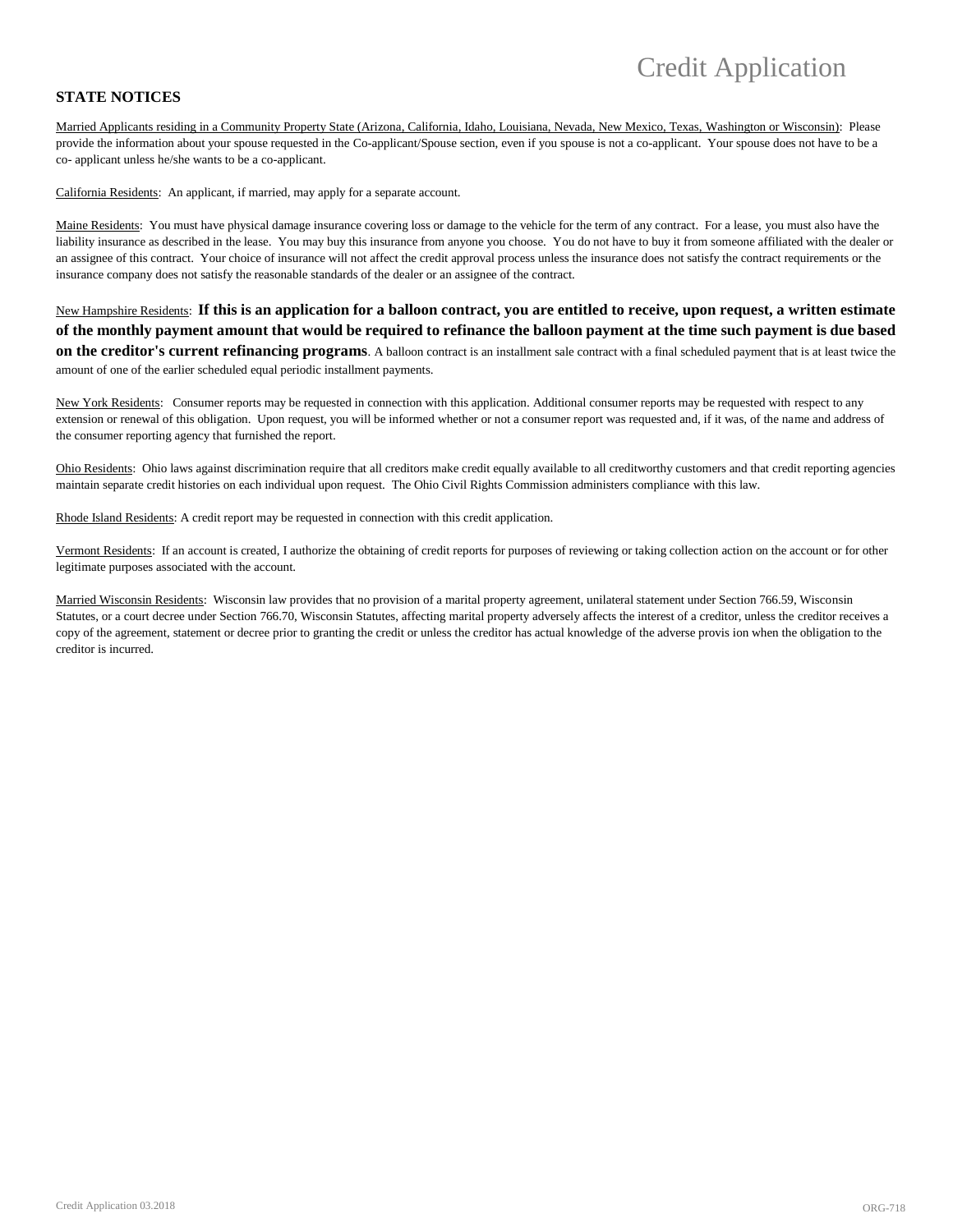# Credit Application

## STATE NOTICES

Married Applicants residing in a Community Property State (Arizona, California, Idaho, Louisiana, Nevada, New Mexico, Texas, Washington or Wisconsin): Please provide the information about your spouse requested in the Co-applicant/Spouse section, even if you spouse is not a co-applicant. Your spouse does not have to be a co- applicant unless he/she wants to be a co-applicant.

California Residents: An applicant, if married, may apply for a separate account.

Maine Residents: You must have physical damage insurance covering loss or damage to the vehicle for the term of any contract. For a lease, you must also have the liability insurance as described in the lease. You may buy this insurance from anyone you choose. You do not have to buy it from someone affiliated with the dealer or an assignee of this contract. Your choice of insurance will not affect the credit approval process unless the insurance does not satisfy the contract requirements or the insurance company does not satisfy the reasonable standards of the dealer or an assignee of the contract.

New Hampshire Residents: **If this is an application for a balloon contract, you are entitled to receive, upon request, a written estimate of the monthly payment amount that would be required to refinance the balloon payment at the time such payment is due based on the creditor's current refinancing programs**. A balloon contract is an installment sale contract with a final scheduled payment that is at least twice the amount of one of the earlier scheduled equal periodic installment payments.

New York Residents: Consumer reports may be requested in connection with this application. Additional consumer reports may be requested with respect to any extension or renewal of this obligation. Upon request, you will be informed whether or not a consumer report was requested and, if it was, of the name and address of the consumer reporting agency that furnished the report.

Ohio Residents: Ohio laws against discrimination require that all creditors make credit equally available to all creditworthy customers and that credit reporting agencies maintain separate credit histories on each individual upon request. The Ohio Civil Rights Commission administers compliance with this law.

Rhode Island Residents: A credit report may be requested in connection with this credit application.

Vermont Residents: If an account is created, I authorize the obtaining of credit reports for purposes of reviewing or taking collection action on the account or for other legitimate purposes associated with the account.

Married Wisconsin Residents: Wisconsin law provides that no provision of a marital property agreement, unilateral statement under Section 766.59, Wisconsin Statutes, or a court decree under Section 766.70, Wisconsin Statutes, affecting marital property adversely affects the interest of a creditor, unless the creditor receives a copy of the agreement, statement or decree prior to granting the credit or unless the creditor has actual knowledge of the adverse provis ion when the obligation to the creditor is incurred.